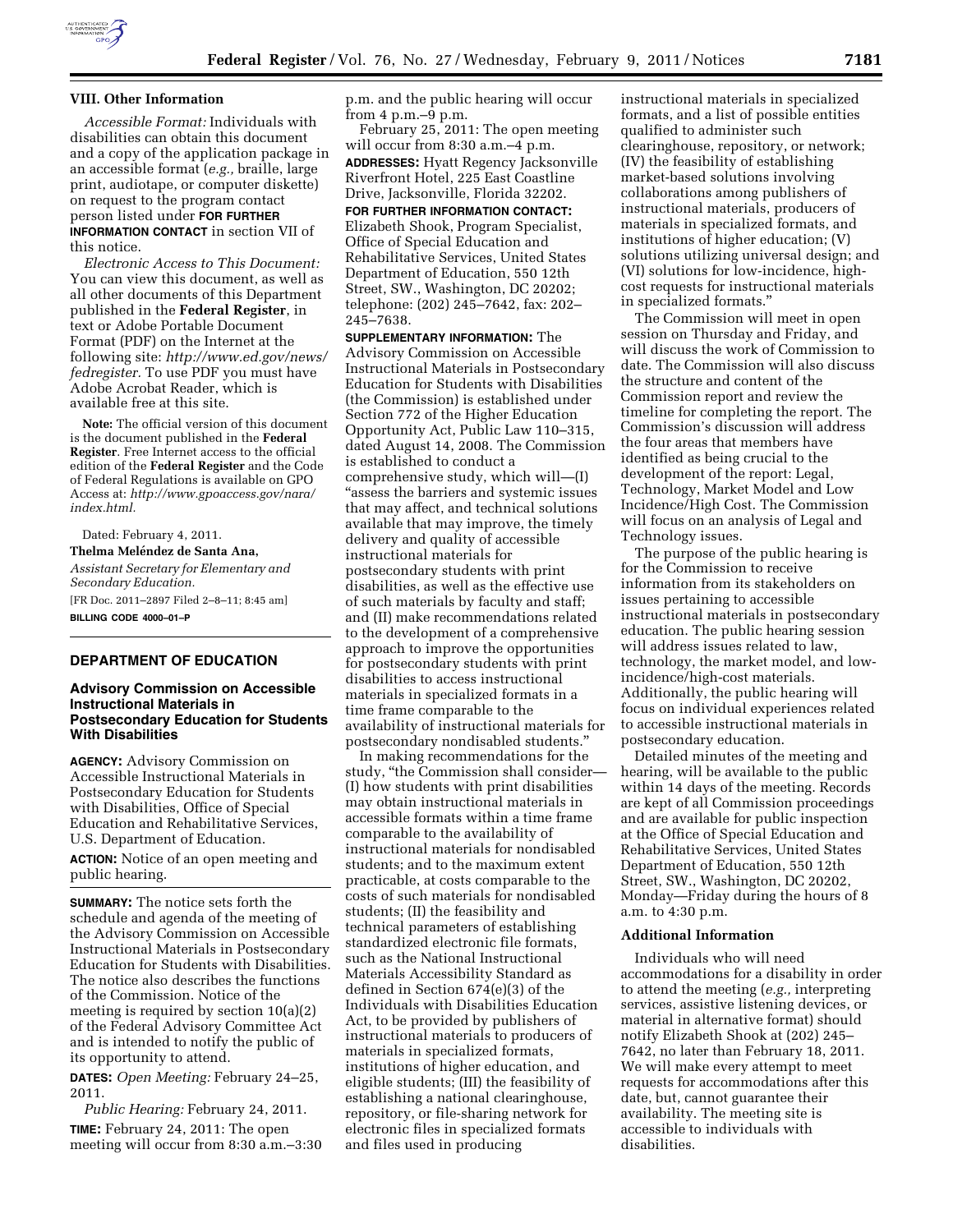## VIII. Other Information

*Accessible Format:* Individuals with disabilities can obtain this document and a copy of the application package in an accessible format (*e.g.,* braille, large print, audiotape, or computer diskette) on request to the program contact person listed under **FOR FURTHER INFORMATION CONTACT** in section VII of this notice.

*Electronic Access to This Document:* You can view this document, as well as all other documents of this Department published in the **Federal Register**, in text or Adobe Portable Document Format (PDF) on the Internet at the following site: *http://www.ed.gov/news/fedregister.* To use PDF you must have Adobe Acrobat Reader, which is available free at this site.

**Note:** The official version of this document is the document published in the **Federal Register**. Free Internet access to the official edition of the **Federal Register** and the Code of Federal Regulations is available on GPO Access at: *http://www.gpoaccess.gov/nara/index.html.*

Dated: February 4, 2011.

**Thelma Meléndez de Santa Ana,**

*Assistant Secretary for Elementary and Secondary Education.*

[FR Doc. 2011–2897 Filed 2–8–11; 8:45 am]

**BILLING CODE 4000–01–P**

## DEPARTMENT OF EDUCATION

### Advisory Commission on Accessible Instructional Materials in Postsecondary Education for Students With Disabilities

**AGENCY:** Advisory Commission on Accessible Instructional Materials in Postsecondary Education for Students with Disabilities, Office of Special Education and Rehabilitative Services, U.S. Department of Education.

**ACTION:** Notice of an open meeting and public hearing.

**SUMMARY:** The notice sets forth the schedule and agenda of the meeting of the Advisory Commission on Accessible Instructional Materials in Postsecondary Education for Students with Disabilities. The notice also describes the functions of the Commission. Notice of the meeting is required by section 10(a)(2) of the Federal Advisory Committee Act and is intended to notify the public of its opportunity to attend.

**DATES:** *Open Meeting:* February 24–25, 2011.

*Public Hearing:* February 24, 2011.

**TIME:** February 24, 2011: The open meeting will occur from 8:30 a.m.–3:30 p.m. and the public hearing will occur from 4 p.m.–9 p.m.

February 25, 2011: The open meeting will occur from 8:30 a.m.–4 p.m.

**ADDRESSES:** Hyatt Regency Jacksonville Riverfront Hotel, 225 East Coastline Drive, Jacksonville, Florida 32202.

**FOR FURTHER INFORMATION CONTACT:** Elizabeth Shook, Program Specialist, Office of Special Education and Rehabilitative Services, United States Department of Education, 550 12th Street, SW., Washington, DC 20202; telephone: (202) 245–7642, fax: 202–245–7638.

**SUPPLEMENTARY INFORMATION:** The Advisory Commission on Accessible Instructional Materials in Postsecondary Education for Students with Disabilities (the Commission) is established under Section 772 of the Higher Education Opportunity Act, Public Law 110–315, dated August 14, 2008. The Commission is established to conduct a comprehensive study, which will—(I) "assess the barriers and systemic issues that may affect, and technical solutions available that may improve, the timely delivery and quality of accessible instructional materials for postsecondary students with print disabilities, as well as the effective use of such materials by faculty and staff; and (II) make recommendations related to the development of a comprehensive approach to improve the opportunities for postsecondary students with print disabilities to access instructional materials in specialized formats in a time frame comparable to the availability of instructional materials for postsecondary nondisabled students."

In making recommendations for the study, "the Commission shall consider—(I) how students with print disabilities may obtain instructional materials in accessible formats within a time frame comparable to the availability of instructional materials for nondisabled students; and to the maximum extent practicable, at costs comparable to the costs of such materials for nondisabled students; (II) the feasibility and technical parameters of establishing standardized electronic file formats, such as the National Instructional Materials Accessibility Standard as defined in Section 674(e)(3) of the Individuals with Disabilities Education Act, to be provided by publishers of instructional materials to producers of materials in specialized formats, institutions of higher education, and eligible students; (III) the feasibility of establishing a national clearinghouse, repository, or file-sharing network for electronic files in specialized formats and files used in producing instructional materials in specialized formats, and a list of possible entities qualified to administer such clearinghouse, repository, or network; (IV) the feasibility of establishing market-based solutions involving collaborations among publishers of instructional materials, producers of materials in specialized formats, and institutions of higher education; (V) solutions utilizing universal design; and (VI) solutions for low-incidence, high-cost requests for instructional materials in specialized formats."

The Commission will meet in open session on Thursday and Friday, and will discuss the work of Commission to date. The Commission will also discuss the structure and content of the Commission report and review the timeline for completing the report. The Commission's discussion will address the four areas that members have identified as being crucial to the development of the report: Legal, Technology, Market Model and Low Incidence/High Cost. The Commission will focus on an analysis of Legal and Technology issues.

The purpose of the public hearing is for the Commission to receive information from its stakeholders on issues pertaining to accessible instructional materials in postsecondary education. The public hearing session will address issues related to law, technology, the market model, and low-incidence/high-cost materials. Additionally, the public hearing will focus on individual experiences related to accessible instructional materials in postsecondary education.

Detailed minutes of the meeting and hearing, will be available to the public within 14 days of the meeting. Records are kept of all Commission proceedings and are available for public inspection at the Office of Special Education and Rehabilitative Services, United States Department of Education, 550 12th Street, SW., Washington, DC 20202, Monday—Friday during the hours of 8 a.m. to 4:30 p.m.

### Additional Information

Individuals who will need accommodations for a disability in order to attend the meeting (*e.g.,* interpreting services, assistive listening devices, or material in alternative format) should notify Elizabeth Shook at (202) 245–7642, no later than February 18, 2011. We will make every attempt to meet requests for accommodations after this date, but, cannot guarantee their availability. The meeting site is accessible to individuals with disabilities.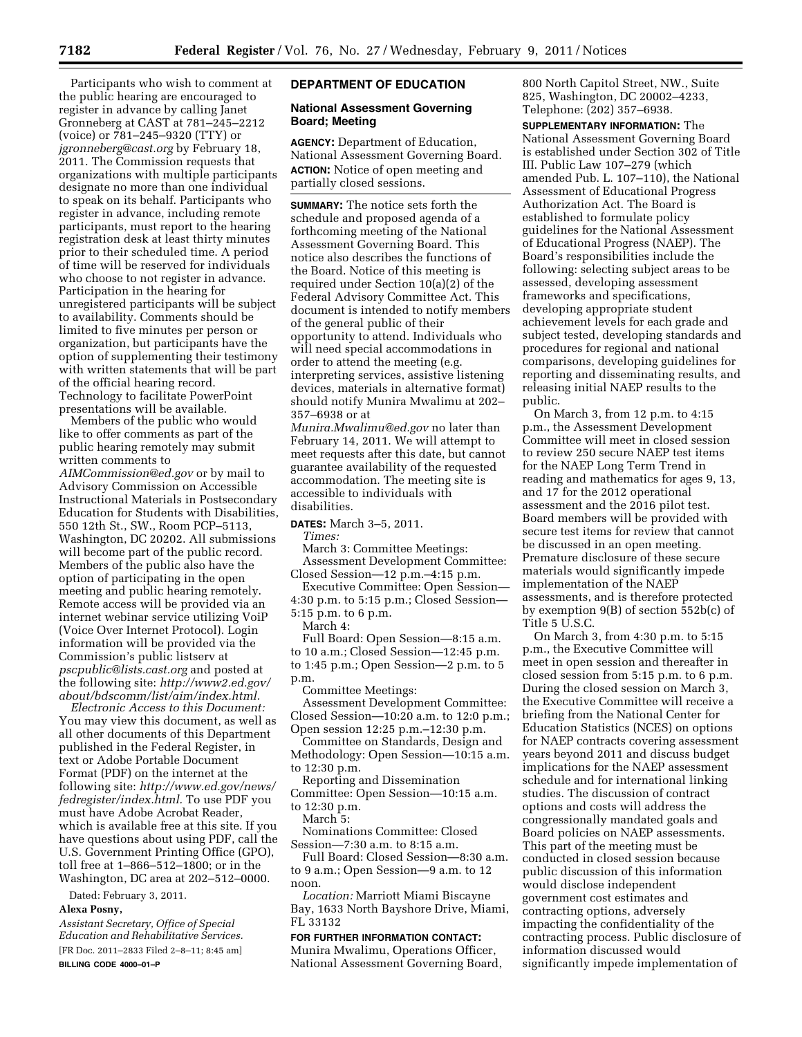Participants who wish to comment at the public hearing are encouraged to register in advance by calling Janet Gronneberg at CAST at 781–245–2212 (voice) or 781–245–9320 (TTY) or *jgronneberg@cast.org* by February 18, 2011. The Commission requests that organizations with multiple participants designate no more than one individual to speak on its behalf. Participants who register in advance, including remote participants, must report to the hearing registration desk at least thirty minutes prior to their scheduled time. A period of time will be reserved for individuals who choose to not register in advance. Participation in the hearing for unregistered participants will be subject to availability. Comments should be limited to five minutes per person or organization, but participants have the option of supplementing their testimony with written statements that will be part of the official hearing record. Technology to facilitate PowerPoint presentations will be available.

Members of the public who would like to offer comments as part of the public hearing remotely may submit written comments to *AIMCommission@ed.gov* or by mail to Advisory Commission on Accessible Instructional Materials in Postsecondary Education for Students with Disabilities, 550 12th St., SW., Room PCP–5113, Washington, DC 20202. All submissions will become part of the public record. Members of the public also have the option of participating in the open meeting and public hearing remotely. Remote access will be provided via an internet webinar service utilizing VoiP (Voice Over Internet Protocol). Login information will be provided via the Commission's public listserv at *pscpublic@lists.cast.org* and posted at the following site: *http://www2.ed.gov/about/bdscomm/list/aim/index.html.*

*Electronic Access to this Document:* You may view this document, as well as all other documents of this Department published in the Federal Register, in text or Adobe Portable Document Format (PDF) on the internet at the following site: *http://www.ed.gov/news/fedregister/index.html.* To use PDF you must have Adobe Acrobat Reader, which is available free at this site. If you have questions about using PDF, call the U.S. Government Printing Office (GPO), toll free at 1–866–512–1800; or in the Washington, DC area at 202–512–0000.

Dated: February 3, 2011.

**Alexa Posny,**

*Assistant Secretary, Office of Special Education and Rehabilitative Services.*

[FR Doc. 2011–2833 Filed 2–8–11; 8:45 am]

**BILLING CODE 4000–01–P**

## DEPARTMENT OF EDUCATION

### National Assessment Governing Board; Meeting

**AGENCY:** Department of Education, National Assessment Governing Board.

**ACTION:** Notice of open meeting and partially closed sessions.

**SUMMARY:** The notice sets forth the schedule and proposed agenda of a forthcoming meeting of the National Assessment Governing Board. This notice also describes the functions of the Board. Notice of this meeting is required under Section 10(a)(2) of the Federal Advisory Committee Act. This document is intended to notify members of the general public of their opportunity to attend. Individuals who will need special accommodations in order to attend the meeting (e.g. interpreting services, assistive listening devices, materials in alternative format) should notify Munira Mwalimu at 202–357–6938 or at *Munira.Mwalimu@ed.gov* no later than February 14, 2011. We will attempt to meet requests after this date, but cannot guarantee availability of the requested accommodation. The meeting site is accessible to individuals with disabilities.

**DATES:** March 3–5, 2011.

*Times:*

March 3: Committee Meetings:

Assessment Development Committee: Closed Session—12 p.m.–4:15 p.m.

Executive Committee: Open Session—4:30 p.m. to 5:15 p.m.; Closed Session—5:15 p.m. to 6 p.m.

March 4:

Full Board: Open Session—8:15 a.m. to 10 a.m.; Closed Session—12:45 p.m. to 1:45 p.m.; Open Session—2 p.m. to 5 p.m.

Committee Meetings:

Assessment Development Committee: Closed Session—10:20 a.m. to 12:0 p.m.; Open session 12:25 p.m.–12:30 p.m.

Committee on Standards, Design and Methodology: Open Session—10:15 a.m. to 12:30 p.m.

Reporting and Dissemination Committee: Open Session—10:15 a.m. to 12:30 p.m.

March 5:

Nominations Committee: Closed Session—7:30 a.m. to 8:15 a.m.

Full Board: Closed Session—8:30 a.m. to 9 a.m.; Open Session—9 a.m. to 12 noon.

*Location:* Marriott Miami Biscayne Bay, 1633 North Bayshore Drive, Miami, FL 33132

**FOR FURTHER INFORMATION CONTACT:** Munira Mwalimu, Operations Officer, National Assessment Governing Board, 800 North Capitol Street, NW., Suite 825, Washington, DC 20002–4233, Telephone: (202) 357–6938.

**SUPPLEMENTARY INFORMATION:** The National Assessment Governing Board is established under Section 302 of Title III. Public Law 107–279 (which amended Pub. L. 107–110), the National Assessment of Educational Progress Authorization Act. The Board is established to formulate policy guidelines for the National Assessment of Educational Progress (NAEP). The Board's responsibilities include the following: selecting subject areas to be assessed, developing assessment frameworks and specifications, developing appropriate student achievement levels for each grade and subject tested, developing standards and procedures for regional and national comparisons, developing guidelines for reporting and disseminating results, and releasing initial NAEP results to the public.

On March 3, from 12 p.m. to 4:15 p.m., the Assessment Development Committee will meet in closed session to review 250 secure NAEP test items for the NAEP Long Term Trend in reading and mathematics for ages 9, 13, and 17 for the 2012 operational assessment and the 2016 pilot test. Board members will be provided with secure test items for review that cannot be discussed in an open meeting. Premature disclosure of these secure materials would significantly impede implementation of the NAEP assessments, and is therefore protected by exemption 9(B) of section 552b(c) of Title 5 U.S.C.

On March 3, from 4:30 p.m. to 5:15 p.m., the Executive Committee will meet in open session and thereafter in closed session from 5:15 p.m. to 6 p.m. During the closed session on March 3, the Executive Committee will receive a briefing from the National Center for Education Statistics (NCES) on options for NAEP contracts covering assessment years beyond 2011 and discuss budget implications for the NAEP assessment schedule and for international linking studies. The discussion of contract options and costs will address the congressionally mandated goals and Board policies on NAEP assessments. This part of the meeting must be conducted in closed session because public discussion of this information would disclose independent government cost estimates and contracting options, adversely impacting the confidentiality of the contracting process. Public disclosure of information discussed would significantly impede implementation of